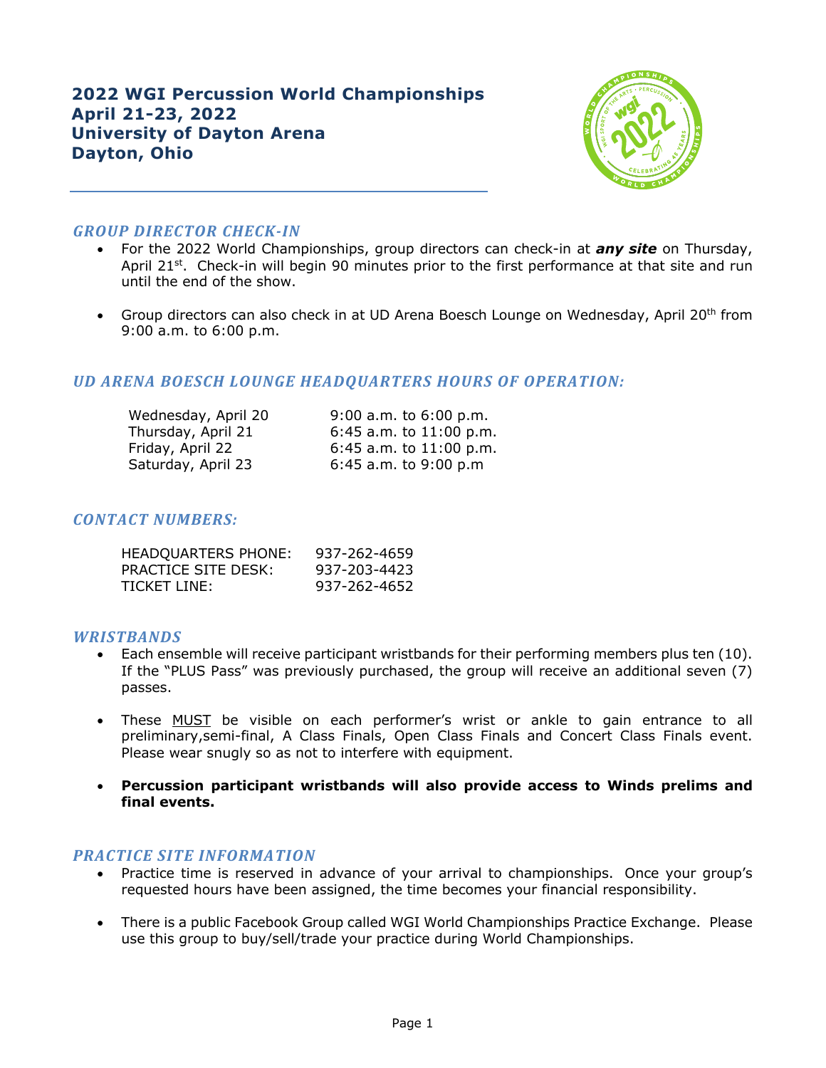# 2022 WGI Percussion World Championships
# April 21-23, 2022
# University of Dayton Arena
# Dayton, Ohio

## *GROUP DIRECTOR CHECK-IN*

- For the 2022 World Championships, group directors can check-in at ***any site*** on Thursday, April 21st. Check-in will begin 90 minutes prior to the first performance at that site and run until the end of the show.
- Group directors can also check in at UD Arena Boesch Lounge on Wednesday, April 20th from 9:00 a.m. to 6:00 p.m.

## *UD ARENA BOESCH LOUNGE HEADQUARTERS HOURS OF OPERATION:*

| | |
|---|---|
| Wednesday, April 20 | 9:00 a.m. to 6:00 p.m. |
| Thursday, April 21 | 6:45 a.m. to 11:00 p.m. |
| Friday, April 22 | 6:45 a.m. to 11:00 p.m. |
| Saturday, April 23 | 6:45 a.m. to 9:00 p.m |

## *CONTACT NUMBERS:*

| | |
|---|---|
| HEADQUARTERS PHONE: | 937-262-4659 |
| PRACTICE SITE DESK: | 937-203-4423 |
| TICKET LINE: | 937-262-4652 |

## *WRISTBANDS*

- Each ensemble will receive participant wristbands for their performing members plus ten (10). If the "PLUS Pass" was previously purchased, the group will receive an additional seven (7) passes.
- These MUST be visible on each performer's wrist or ankle to gain entrance to all preliminary,semi-final, A Class Finals, Open Class Finals and Concert Class Finals event. Please wear snugly so as not to interfere with equipment.
- **Percussion participant wristbands will also provide access to Winds prelims and final events.**

## *PRACTICE SITE INFORMATION*

- Practice time is reserved in advance of your arrival to championships. Once your group's requested hours have been assigned, the time becomes your financial responsibility.
- There is a public Facebook Group called WGI World Championships Practice Exchange. Please use this group to buy/sell/trade your practice during World Championships.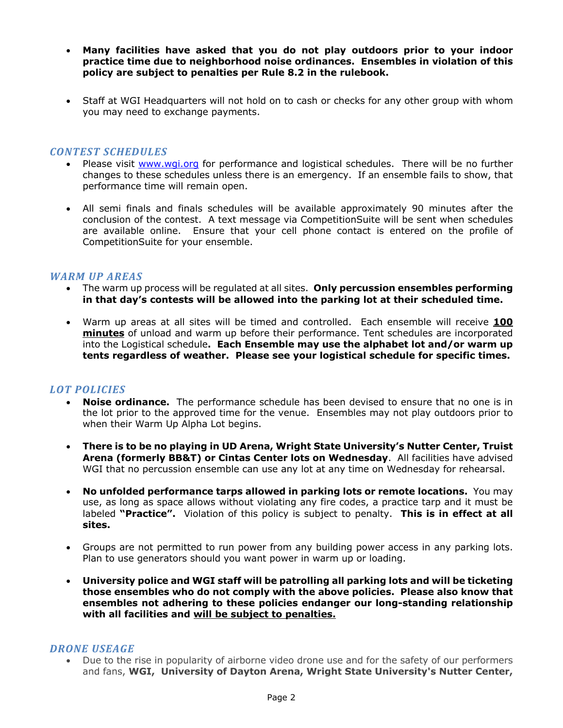- **Many facilities have asked that you do not play outdoors prior to your indoor practice time due to neighborhood noise ordinances. Ensembles in violation of this policy are subject to penalties per Rule 8.2 in the rulebook.**

- Staff at WGI Headquarters will not hold on to cash or checks for any other group with whom you may need to exchange payments.

## *CONTEST SCHEDULES*

- Please visit [www.wgi.org](http://www.wgi.org) for performance and logistical schedules. There will be no further changes to these schedules unless there is an emergency. If an ensemble fails to show, that performance time will remain open.

- All semi finals and finals schedules will be available approximately 90 minutes after the conclusion of the contest. A text message via CompetitionSuite will be sent when schedules are available online. Ensure that your cell phone contact is entered on the profile of CompetitionSuite for your ensemble.

## *WARM UP AREAS*

- The warm up process will be regulated at all sites. **Only percussion ensembles performing in that day's contests will be allowed into the parking lot at their scheduled time.**

- Warm up areas at all sites will be timed and controlled. Each ensemble will receive **<u>100 minutes</u>** of unload and warm up before their performance. Tent schedules are incorporated into the Logistical schedule**. Each Ensemble may use the alphabet lot and/or warm up tents regardless of weather. Please see your logistical schedule for specific times.**

## *LOT POLICIES*

- **Noise ordinance.** The performance schedule has been devised to ensure that no one is in the lot prior to the approved time for the venue. Ensembles may not play outdoors prior to when their Warm Up Alpha Lot begins.

- **There is to be no playing in UD Arena, Wright State University's Nutter Center, Truist Arena (formerly BB&T) or Cintas Center lots on Wednesday**. All facilities have advised WGI that no percussion ensemble can use any lot at any time on Wednesday for rehearsal.

- **No unfolded performance tarps allowed in parking lots or remote locations.** You may use, as long as space allows without violating any fire codes, a practice tarp and it must be labeled **"Practice".** Violation of this policy is subject to penalty. **This is in effect at all sites.**

- Groups are not permitted to run power from any building power access in any parking lots. Plan to use generators should you want power in warm up or loading.

- **University police and WGI staff will be patrolling all parking lots and will be ticketing those ensembles who do not comply with the above policies. Please also know that ensembles not adhering to these policies endanger our long-standing relationship with all facilities and <u>will be subject to penalties.</u>**

## *DRONE USEAGE*

- Due to the rise in popularity of airborne video drone use and for the safety of our performers and fans, **WGI, University of Dayton Arena, Wright State University's Nutter Center,**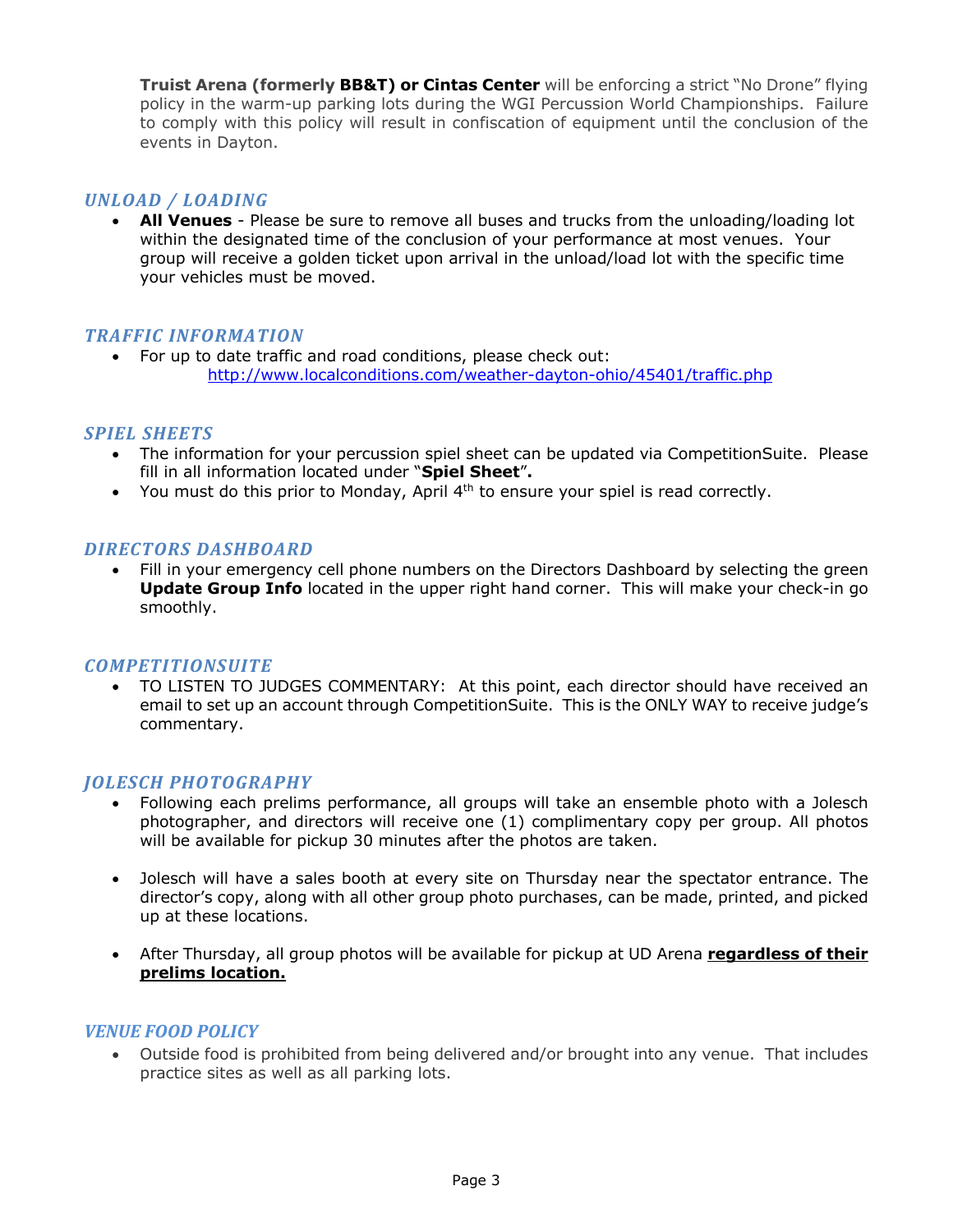**Truist Arena (formerly BB&T) or Cintas Center** will be enforcing a strict "No Drone" flying policy in the warm-up parking lots during the WGI Percussion World Championships. Failure to comply with this policy will result in confiscation of equipment until the conclusion of the events in Dayton.

### *UNLOAD / LOADING*

- **All Venues** - Please be sure to remove all buses and trucks from the unloading/loading lot within the designated time of the conclusion of your performance at most venues. Your group will receive a golden ticket upon arrival in the unload/load lot with the specific time your vehicles must be moved.

### *TRAFFIC INFORMATION*

- For up to date traffic and road conditions, please check out: http://www.localconditions.com/weather-dayton-ohio/45401/traffic.php

### *SPIEL SHEETS*

- The information for your percussion spiel sheet can be updated via CompetitionSuite. Please fill in all information located under "**Spiel Sheet**"**.**
- You must do this prior to Monday, April 4th to ensure your spiel is read correctly.

### *DIRECTORS DASHBOARD*

- Fill in your emergency cell phone numbers on the Directors Dashboard by selecting the green **Update Group Info** located in the upper right hand corner. This will make your check-in go smoothly.

### *COMPETITIONSUITE*

- TO LISTEN TO JUDGES COMMENTARY: At this point, each director should have received an email to set up an account through CompetitionSuite. This is the ONLY WAY to receive judge's commentary.

### *JOLESCH PHOTOGRAPHY*

- Following each prelims performance, all groups will take an ensemble photo with a Jolesch photographer, and directors will receive one (1) complimentary copy per group. All photos will be available for pickup 30 minutes after the photos are taken.

- Jolesch will have a sales booth at every site on Thursday near the spectator entrance. The director's copy, along with all other group photo purchases, can be made, printed, and picked up at these locations.

- After Thursday, all group photos will be available for pickup at UD Arena **regardless of their prelims location.**

### *VENUE FOOD POLICY*

- Outside food is prohibited from being delivered and/or brought into any venue. That includes practice sites as well as all parking lots.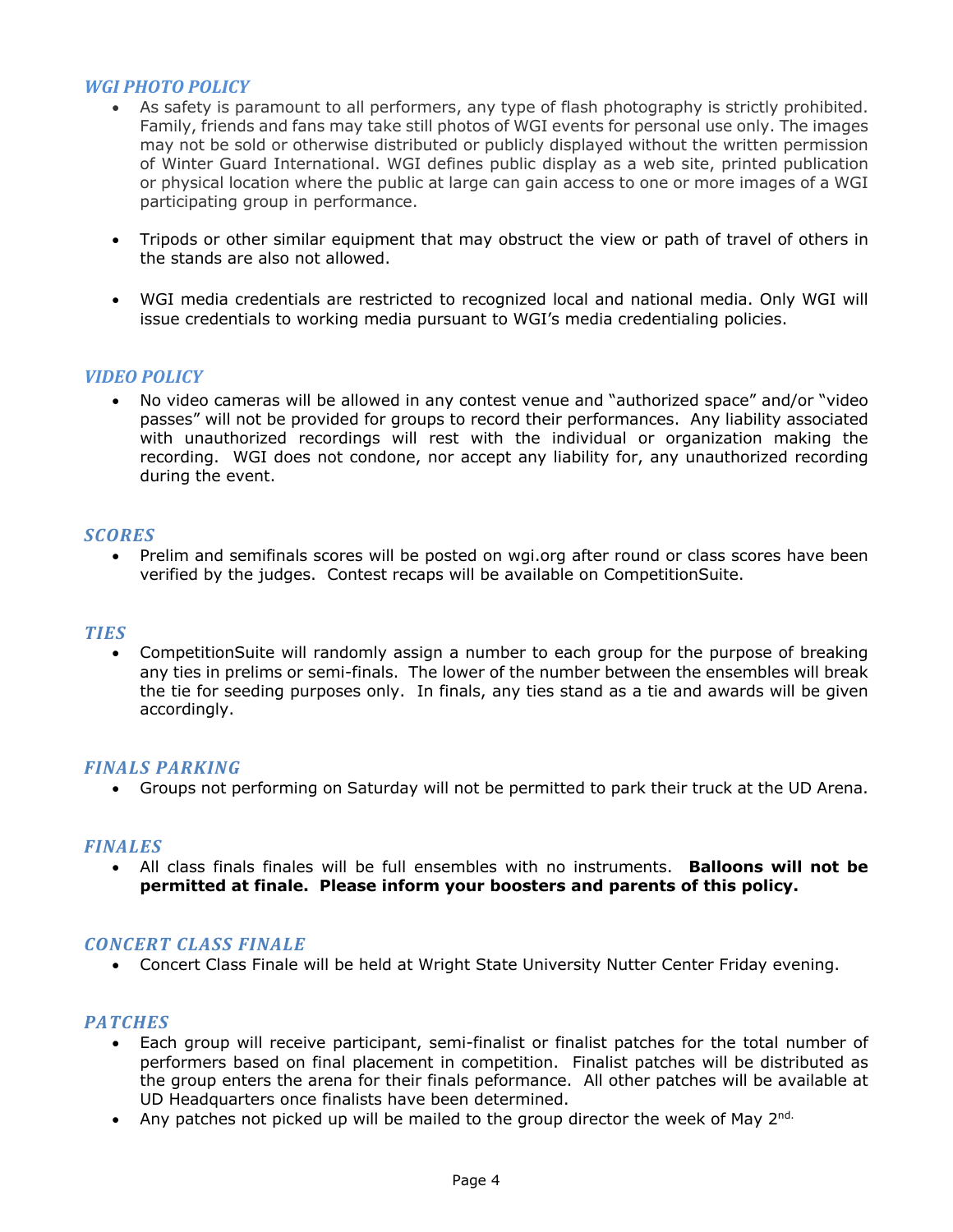### *WGI PHOTO POLICY*

- As safety is paramount to all performers, any type of flash photography is strictly prohibited. Family, friends and fans may take still photos of WGI events for personal use only. The images may not be sold or otherwise distributed or publicly displayed without the written permission of Winter Guard International. WGI defines public display as a web site, printed publication or physical location where the public at large can gain access to one or more images of a WGI participating group in performance.

- Tripods or other similar equipment that may obstruct the view or path of travel of others in the stands are also not allowed.

- WGI media credentials are restricted to recognized local and national media. Only WGI will issue credentials to working media pursuant to WGI's media credentialing policies.

### *VIDEO POLICY*

- No video cameras will be allowed in any contest venue and "authorized space" and/or "video passes" will not be provided for groups to record their performances. Any liability associated with unauthorized recordings will rest with the individual or organization making the recording. WGI does not condone, nor accept any liability for, any unauthorized recording during the event.

### *SCORES*

- Prelim and semifinals scores will be posted on wgi.org after round or class scores have been verified by the judges. Contest recaps will be available on CompetitionSuite.

### *TIES*

- CompetitionSuite will randomly assign a number to each group for the purpose of breaking any ties in prelims or semi-finals. The lower of the number between the ensembles will break the tie for seeding purposes only. In finals, any ties stand as a tie and awards will be given accordingly.

### *FINALS PARKING*

- Groups not performing on Saturday will not be permitted to park their truck at the UD Arena.

### *FINALES*

- All class finals finales will be full ensembles with no instruments. **Balloons will not be permitted at finale. Please inform your boosters and parents of this policy.**

### *CONCERT CLASS FINALE*

- Concert Class Finale will be held at Wright State University Nutter Center Friday evening.

### *PATCHES*

- Each group will receive participant, semi-finalist or finalist patches for the total number of performers based on final placement in competition. Finalist patches will be distributed as the group enters the arena for their finals peformance. All other patches will be available at UD Headquarters once finalists have been determined.
- Any patches not picked up will be mailed to the group director the week of May 2nd.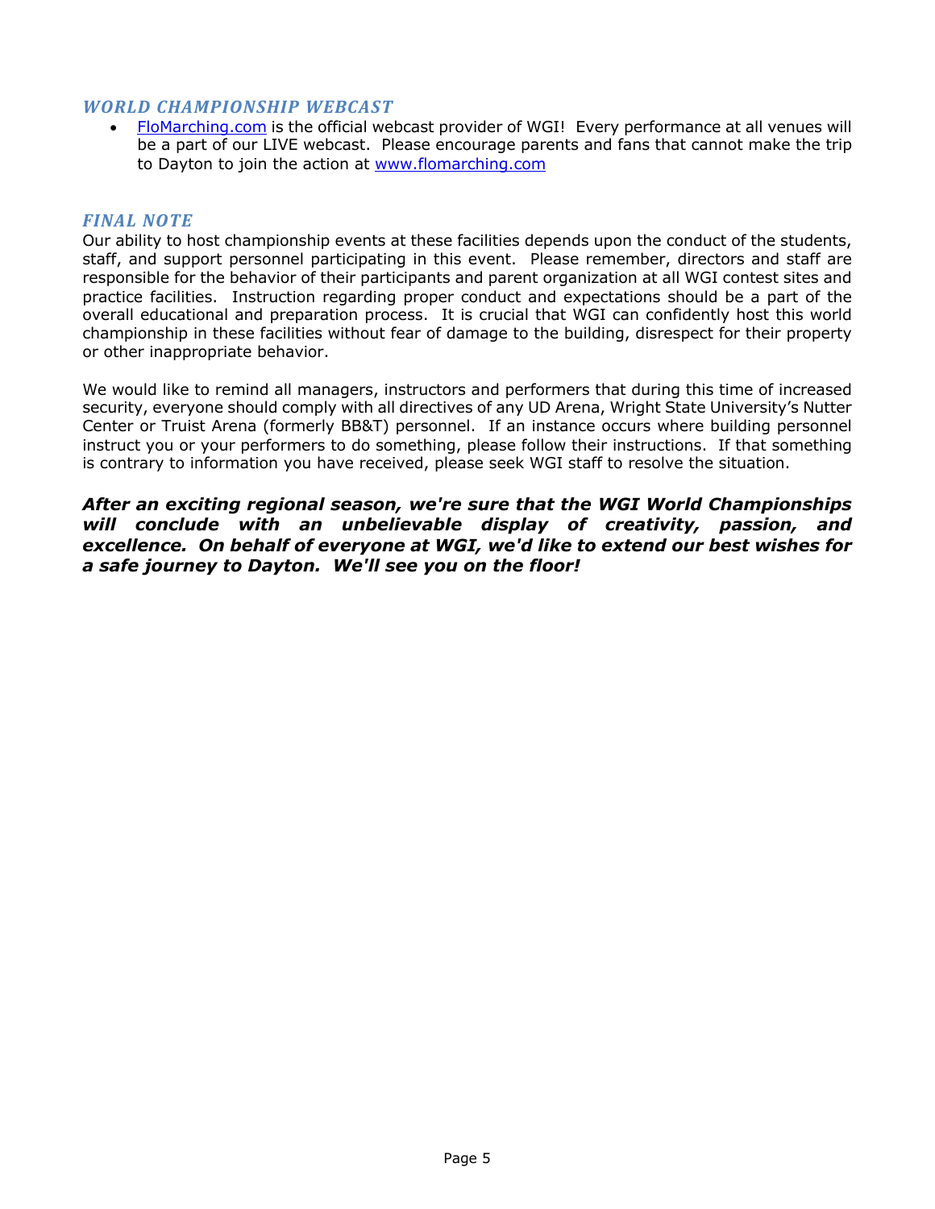## *WORLD CHAMPIONSHIP WEBCAST*

- FloMarching.com is the official webcast provider of WGI! Every performance at all venues will be a part of our LIVE webcast. Please encourage parents and fans that cannot make the trip to Dayton to join the action at www.flomarching.com

## *FINAL NOTE*

Our ability to host championship events at these facilities depends upon the conduct of the students, staff, and support personnel participating in this event. Please remember, directors and staff are responsible for the behavior of their participants and parent organization at all WGI contest sites and practice facilities. Instruction regarding proper conduct and expectations should be a part of the overall educational and preparation process. It is crucial that WGI can confidently host this world championship in these facilities without fear of damage to the building, disrespect for their property or other inappropriate behavior.

We would like to remind all managers, instructors and performers that during this time of increased security, everyone should comply with all directives of any UD Arena, Wright State University's Nutter Center or Truist Arena (formerly BB&T) personnel. If an instance occurs where building personnel instruct you or your performers to do something, please follow their instructions. If that something is contrary to information you have received, please seek WGI staff to resolve the situation.

***After an exciting regional season, we're sure that the WGI World Championships will conclude with an unbelievable display of creativity, passion, and excellence. On behalf of everyone at WGI, we'd like to extend our best wishes for a safe journey to Dayton. We'll see you on the floor!***